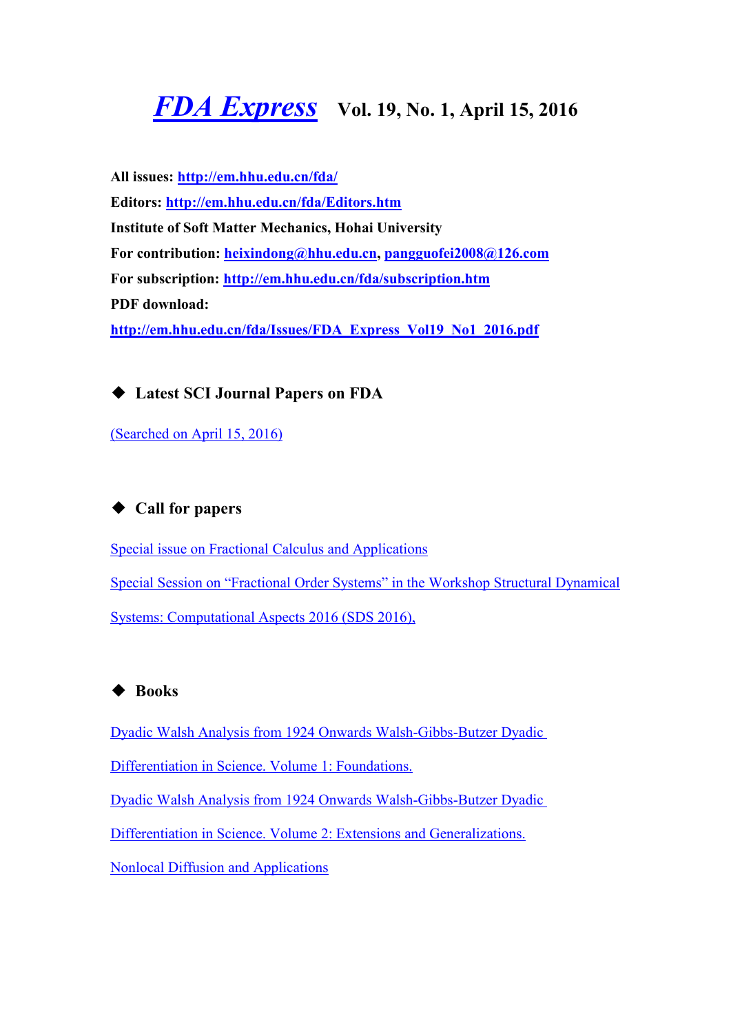# *FDA Express* Vol. 19, No. 1, April 15, 2016

**All issues:** **http://em.hhu.edu.cn/fda/**

**Editors:** **http://em.hhu.edu.cn/fda/Editors.htm**

**Institute of Soft Matter Mechanics, Hohai University**

**For contribution:** **heixindong@hhu.edu.cn**, **pangguofei2008@126.com**

**For subscription:** **http://em.hhu.edu.cn/fda/subscription.htm**

**PDF download:**

**http://em.hhu.edu.cn/fda/Issues/FDA_Express_Vol19_No1_2016.pdf**

## ◆ Latest SCI Journal Papers on FDA

(Searched on April 15, 2016)

## ◆ Call for papers

Special issue on Fractional Calculus and Applications

Special Session on "Fractional Order Systems" in the Workshop Structural Dynamical Systems: Computational Aspects 2016 (SDS 2016),

## ◆ Books

Dyadic Walsh Analysis from 1924 Onwards Walsh-Gibbs-Butzer Dyadic Differentiation in Science. Volume 1: Foundations.

Dyadic Walsh Analysis from 1924 Onwards Walsh-Gibbs-Butzer Dyadic Differentiation in Science. Volume 2: Extensions and Generalizations.

Nonlocal Diffusion and Applications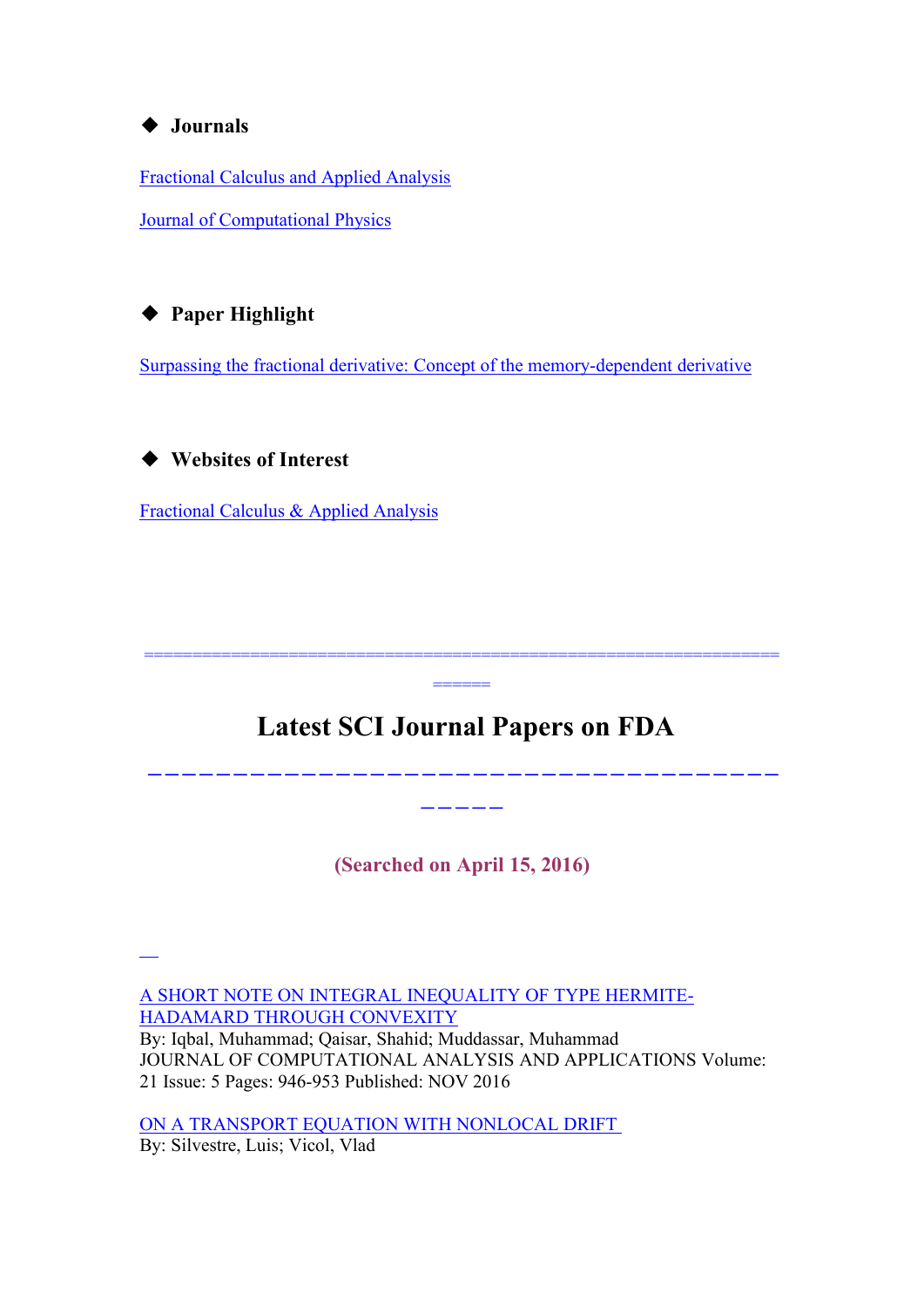### ◆ Journals

Fractional Calculus and Applied Analysis

Journal of Computational Physics

### ◆ Paper Highlight

Surpassing the fractional derivative: Concept of the memory-dependent derivative

### ◆ Websites of Interest

Fractional Calculus & Applied Analysis

========================================================================

# Latest SCI Journal Papers on FDA

**(Searched on April 15, 2016)**

A SHORT NOTE ON INTEGRAL INEQUALITY OF TYPE HERMITE-HADAMARD THROUGH CONVEXITY
By: Iqbal, Muhammad; Qaisar, Shahid; Muddassar, Muhammad
JOURNAL OF COMPUTATIONAL ANALYSIS AND APPLICATIONS Volume: 21 Issue: 5 Pages: 946-953 Published: NOV 2016

ON A TRANSPORT EQUATION WITH NONLOCAL DRIFT
By: Silvestre, Luis; Vicol, Vlad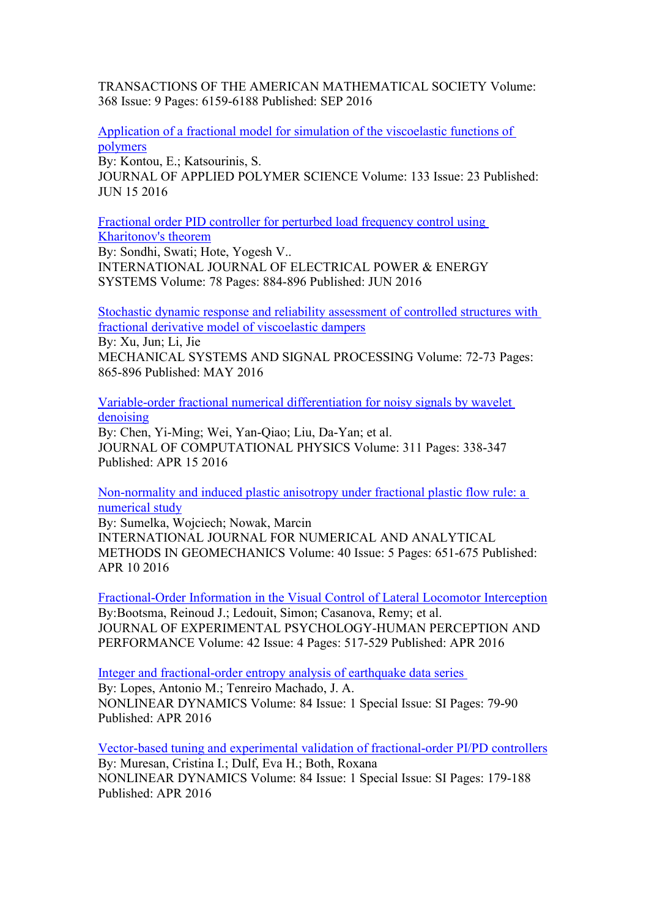TRANSACTIONS OF THE AMERICAN MATHEMATICAL SOCIETY Volume: 368 Issue: 9 Pages: 6159-6188 Published: SEP 2016

Application of a fractional model for simulation of the viscoelastic functions of polymers
By: Kontou, E.; Katsourinis, S.
JOURNAL OF APPLIED POLYMER SCIENCE Volume: 133 Issue: 23 Published: JUN 15 2016

Fractional order PID controller for perturbed load frequency control using Kharitonov's theorem
By: Sondhi, Swati; Hote, Yogesh V..
INTERNATIONAL JOURNAL OF ELECTRICAL POWER & ENERGY SYSTEMS Volume: 78 Pages: 884-896 Published: JUN 2016

Stochastic dynamic response and reliability assessment of controlled structures with fractional derivative model of viscoelastic dampers
By: Xu, Jun; Li, Jie
MECHANICAL SYSTEMS AND SIGNAL PROCESSING Volume: 72-73 Pages: 865-896 Published: MAY 2016

Variable-order fractional numerical differentiation for noisy signals by wavelet denoising
By: Chen, Yi-Ming; Wei, Yan-Qiao; Liu, Da-Yan; et al.
JOURNAL OF COMPUTATIONAL PHYSICS Volume: 311 Pages: 338-347 Published: APR 15 2016

Non-normality and induced plastic anisotropy under fractional plastic flow rule: a numerical study
By: Sumelka, Wojciech; Nowak, Marcin
INTERNATIONAL JOURNAL FOR NUMERICAL AND ANALYTICAL METHODS IN GEOMECHANICS Volume: 40 Issue: 5 Pages: 651-675 Published: APR 10 2016

Fractional-Order Information in the Visual Control of Lateral Locomotor Interception
By:Bootsma, Reinoud J.; Ledouit, Simon; Casanova, Remy; et al.
JOURNAL OF EXPERIMENTAL PSYCHOLOGY-HUMAN PERCEPTION AND PERFORMANCE Volume: 42 Issue: 4 Pages: 517-529 Published: APR 2016

Integer and fractional-order entropy analysis of earthquake data series
By: Lopes, Antonio M.; Tenreiro Machado, J. A.
NONLINEAR DYNAMICS Volume: 84 Issue: 1 Special Issue: SI Pages: 79-90 Published: APR 2016

Vector-based tuning and experimental validation of fractional-order PI/PD controllers
By: Muresan, Cristina I.; Dulf, Eva H.; Both, Roxana
NONLINEAR DYNAMICS Volume: 84 Issue: 1 Special Issue: SI Pages: 179-188 Published: APR 2016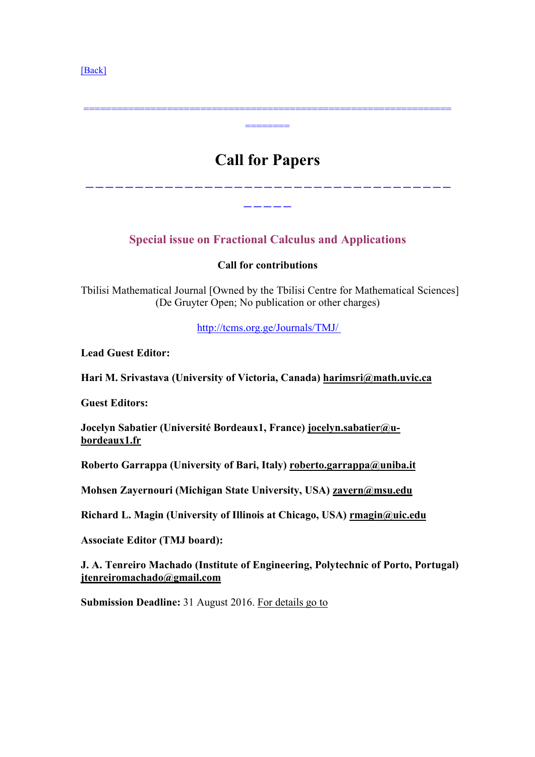[Back]

=================================================================
========

# Call for Papers

___________________________________________
_____

## Special issue on Fractional Calculus and Applications

**Call for contributions**

Tbilisi Mathematical Journal [Owned by the Tbilisi Centre for Mathematical Sciences]
(De Gruyter Open; No publication or other charges)

http://tcms.org.ge/Journals/TMJ/

**Lead Guest Editor:**

**Hari M. Srivastava (University of Victoria, Canada) harimsri@math.uvic.ca**

**Guest Editors:**

**Jocelyn Sabatier (Université Bordeaux1, France) jocelyn.sabatier@u-bordeaux1.fr**

**Roberto Garrappa (University of Bari, Italy) roberto.garrappa@uniba.it**

**Mohsen Zayernouri (Michigan State University, USA) zayern@msu.edu**

**Richard L. Magin (University of Illinois at Chicago, USA) rmagin@uic.edu**

**Associate Editor (TMJ board):**

**J. A. Tenreiro Machado (Institute of Engineering, Polytechnic of Porto, Portugal) jtenreiromachado@gmail.com**

**Submission Deadline:** 31 August 2016. For details go to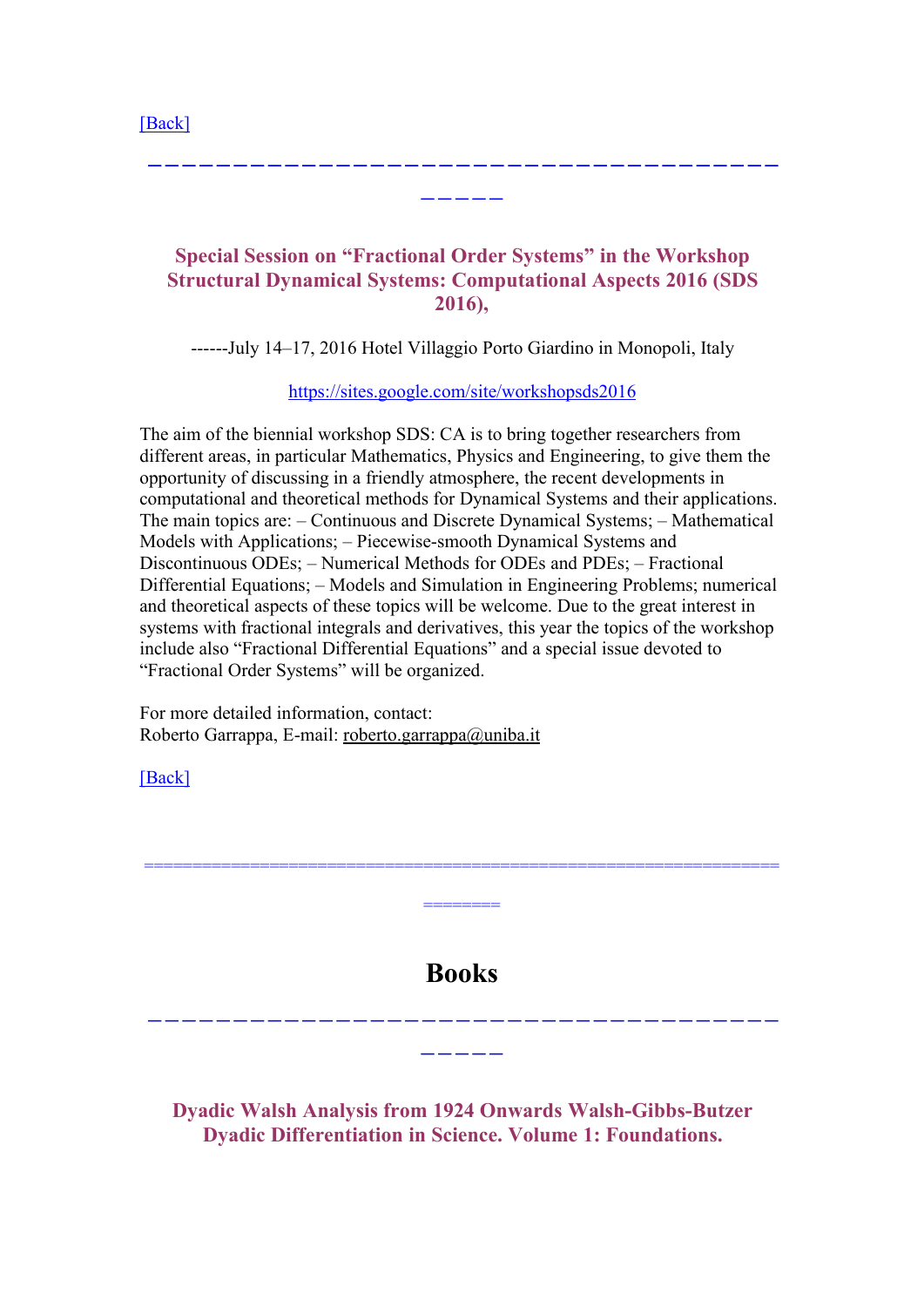[Back]

---

### Special Session on “Fractional Order Systems” in the Workshop Structural Dynamical Systems: Computational Aspects 2016 (SDS 2016),

------July 14–17, 2016 Hotel Villaggio Porto Giardino in Monopoli, Italy

https://sites.google.com/site/workshopsds2016

The aim of the biennial workshop SDS: CA is to bring together researchers from different areas, in particular Mathematics, Physics and Engineering, to give them the opportunity of discussing in a friendly atmosphere, the recent developments in computational and theoretical methods for Dynamical Systems and their applications. The main topics are: – Continuous and Discrete Dynamical Systems; – Mathematical Models with Applications; – Piecewise-smooth Dynamical Systems and Discontinuous ODEs; – Numerical Methods for ODEs and PDEs; – Fractional Differential Equations; – Models and Simulation in Engineering Problems; numerical and theoretical aspects of these topics will be welcome. Due to the great interest in systems with fractional integrals and derivatives, this year the topics of the workshop include also “Fractional Differential Equations” and a special issue devoted to “Fractional Order Systems” will be organized.

For more detailed information, contact:
Roberto Garrappa, E-mail: roberto.garrappa@uniba.it

[Back]

---

# Books

---

### Dyadic Walsh Analysis from 1924 Onwards Walsh-Gibbs-Butzer Dyadic Differentiation in Science. Volume 1: Foundations.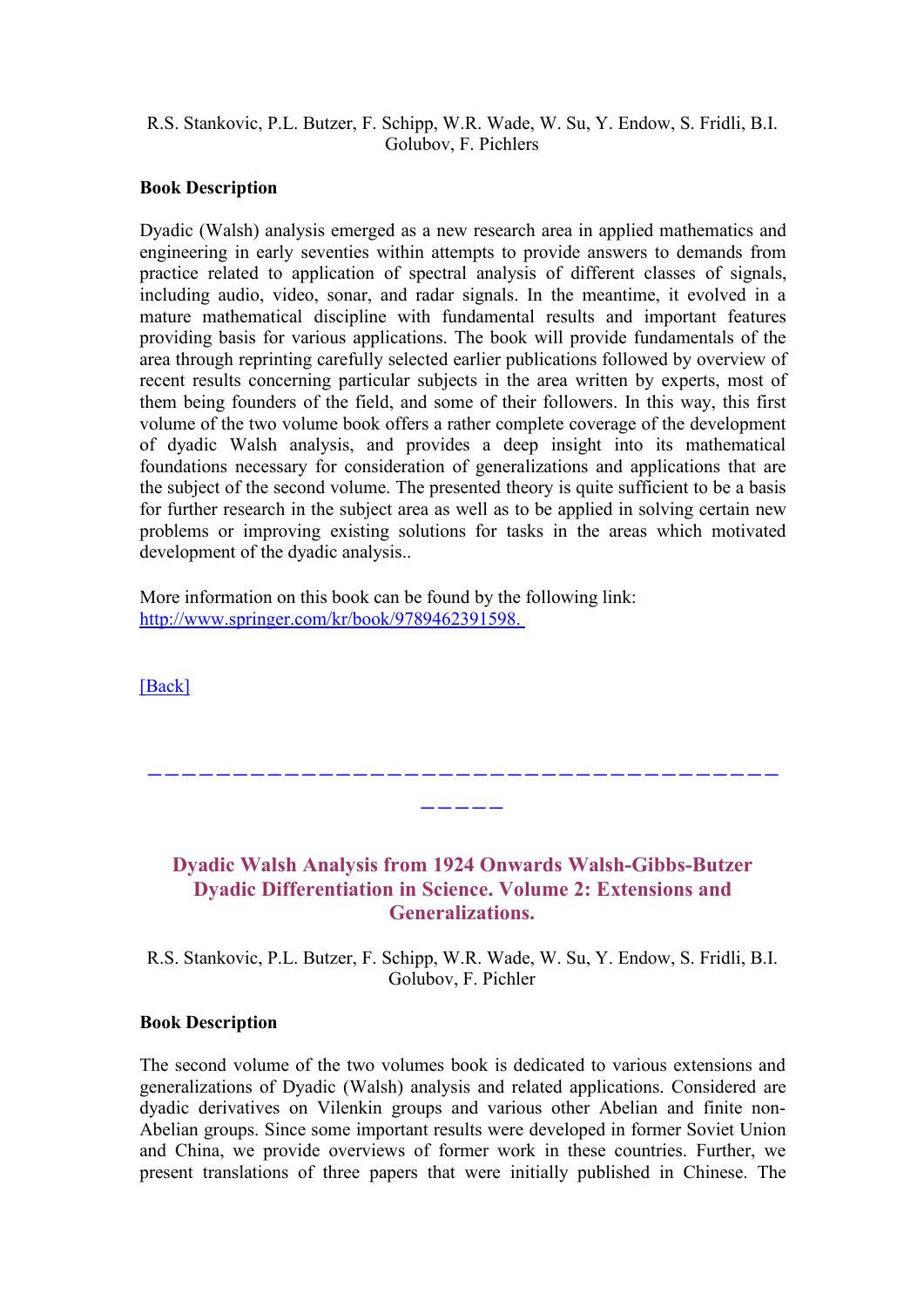R.S. Stankovic, P.L. Butzer, F. Schipp, W.R. Wade, W. Su, Y. Endow, S. Fridli, B.I. Golubov, F. Pichlers

**Book Description**

Dyadic (Walsh) analysis emerged as a new research area in applied mathematics and engineering in early seventies within attempts to provide answers to demands from practice related to application of spectral analysis of different classes of signals, including audio, video, sonar, and radar signals. In the meantime, it evolved in a mature mathematical discipline with fundamental results and important features providing basis for various applications. The book will provide fundamentals of the area through reprinting carefully selected earlier publications followed by overview of recent results concerning particular subjects in the area written by experts, most of them being founders of the field, and some of their followers. In this way, this first volume of the two volume book offers a rather complete coverage of the development of dyadic Walsh analysis, and provides a deep insight into its mathematical foundations necessary for consideration of generalizations and applications that are the subject of the second volume. The presented theory is quite sufficient to be a basis for further research in the subject area as well as to be applied in solving certain new problems or improving existing solutions for tasks in the areas which motivated development of the dyadic analysis..

More information on this book can be found by the following link: [http://www.springer.com/kr/book/9789462391598.](http://www.springer.com/kr/book/9789462391598.)

[Back]

---

## Dyadic Walsh Analysis from 1924 Onwards Walsh-Gibbs-Butzer Dyadic Differentiation in Science. Volume 2: Extensions and Generalizations.

R.S. Stankovic, P.L. Butzer, F. Schipp, W.R. Wade, W. Su, Y. Endow, S. Fridli, B.I. Golubov, F. Pichler

**Book Description**

The second volume of the two volumes book is dedicated to various extensions and generalizations of Dyadic (Walsh) analysis and related applications. Considered are dyadic derivatives on Vilenkin groups and various other Abelian and finite non-Abelian groups. Since some important results were developed in former Soviet Union and China, we provide overviews of former work in these countries. Further, we present translations of three papers that were initially published in Chinese. The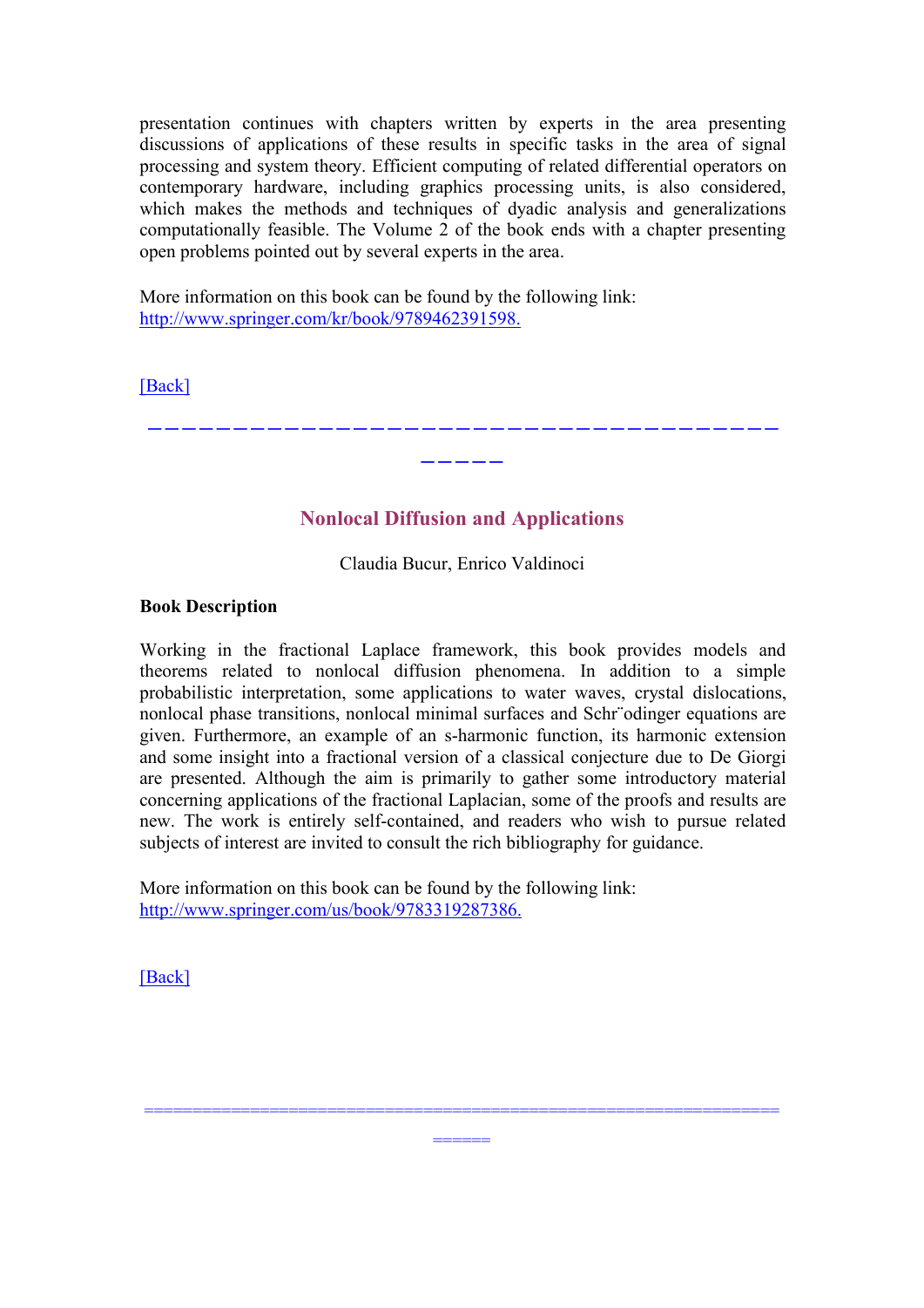presentation continues with chapters written by experts in the area presenting discussions of applications of these results in specific tasks in the area of signal processing and system theory. Efficient computing of related differential operators on contemporary hardware, including graphics processing units, is also considered, which makes the methods and techniques of dyadic analysis and generalizations computationally feasible. The Volume 2 of the book ends with a chapter presenting open problems pointed out by several experts in the area.

More information on this book can be found by the following link:
http://www.springer.com/kr/book/9789462391598.

[Back]

---

## Nonlocal Diffusion and Applications

Claudia Bucur, Enrico Valdinoci

**Book Description**

Working in the fractional Laplace framework, this book provides models and theorems related to nonlocal diffusion phenomena. In addition to a simple probabilistic interpretation, some applications to water waves, crystal dislocations, nonlocal phase transitions, nonlocal minimal surfaces and Schrödinger equations are given. Furthermore, an example of an s-harmonic function, its harmonic extension and some insight into a fractional version of a classical conjecture due to De Giorgi are presented. Although the aim is primarily to gather some introductory material concerning applications of the fractional Laplacian, some of the proofs and results are new. The work is entirely self-contained, and readers who wish to pursue related subjects of interest are invited to consult the rich bibliography for guidance.

More information on this book can be found by the following link:
http://www.springer.com/us/book/9783319287386.

[Back]

---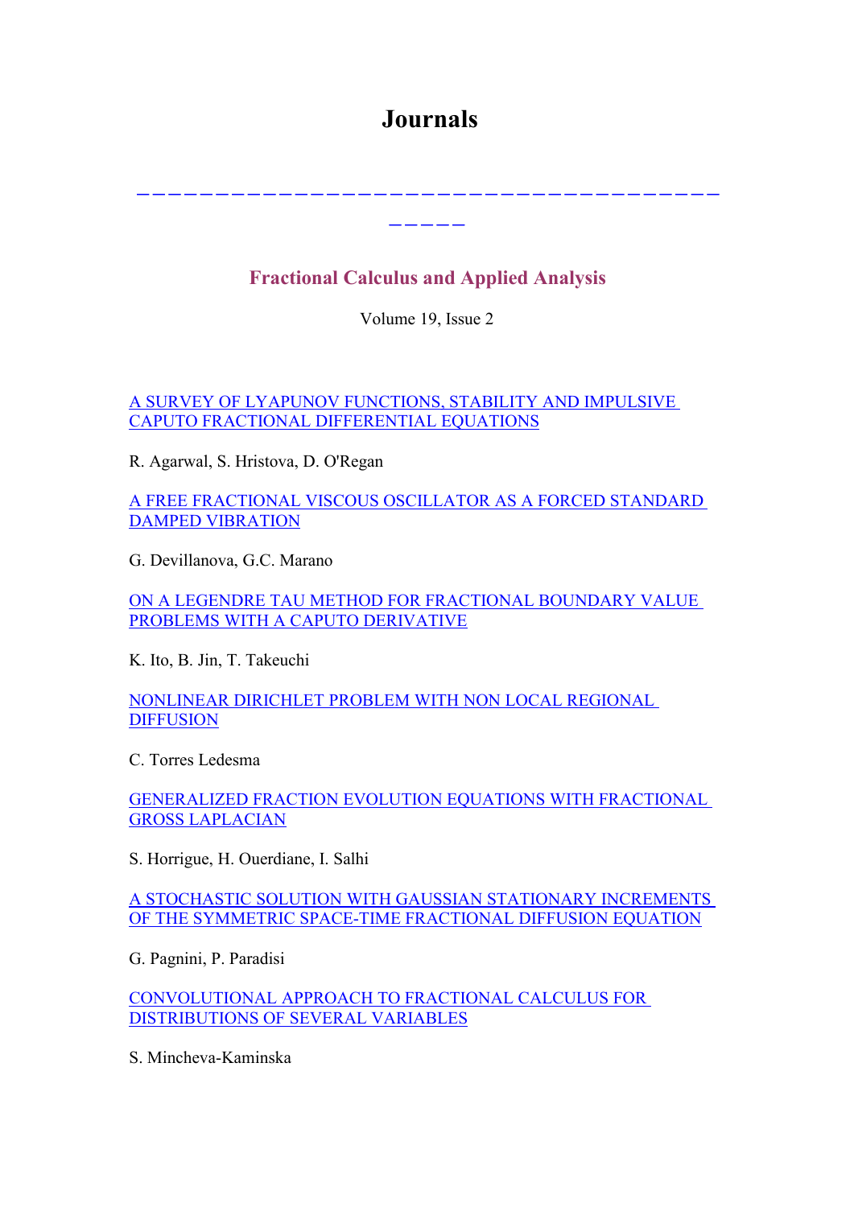# Journals

---

## Fractional Calculus and Applied Analysis

Volume 19, Issue 2

A SURVEY OF LYAPUNOV FUNCTIONS, STABILITY AND IMPULSIVE CAPUTO FRACTIONAL DIFFERENTIAL EQUATIONS

R. Agarwal, S. Hristova, D. O'Regan

A FREE FRACTIONAL VISCOUS OSCILLATOR AS A FORCED STANDARD DAMPED VIBRATION

G. Devillanova, G.C. Marano

ON A LEGENDRE TAU METHOD FOR FRACTIONAL BOUNDARY VALUE PROBLEMS WITH A CAPUTO DERIVATIVE

K. Ito, B. Jin, T. Takeuchi

NONLINEAR DIRICHLET PROBLEM WITH NON LOCAL REGIONAL DIFFUSION

C. Torres Ledesma

GENERALIZED FRACTION EVOLUTION EQUATIONS WITH FRACTIONAL GROSS LAPLACIAN

S. Horrigue, H. Ouerdiane, I. Salhi

A STOCHASTIC SOLUTION WITH GAUSSIAN STATIONARY INCREMENTS OF THE SYMMETRIC SPACE-TIME FRACTIONAL DIFFUSION EQUATION

G. Pagnini, P. Paradisi

CONVOLUTIONAL APPROACH TO FRACTIONAL CALCULUS FOR DISTRIBUTIONS OF SEVERAL VARIABLES

S. Mincheva-Kaminska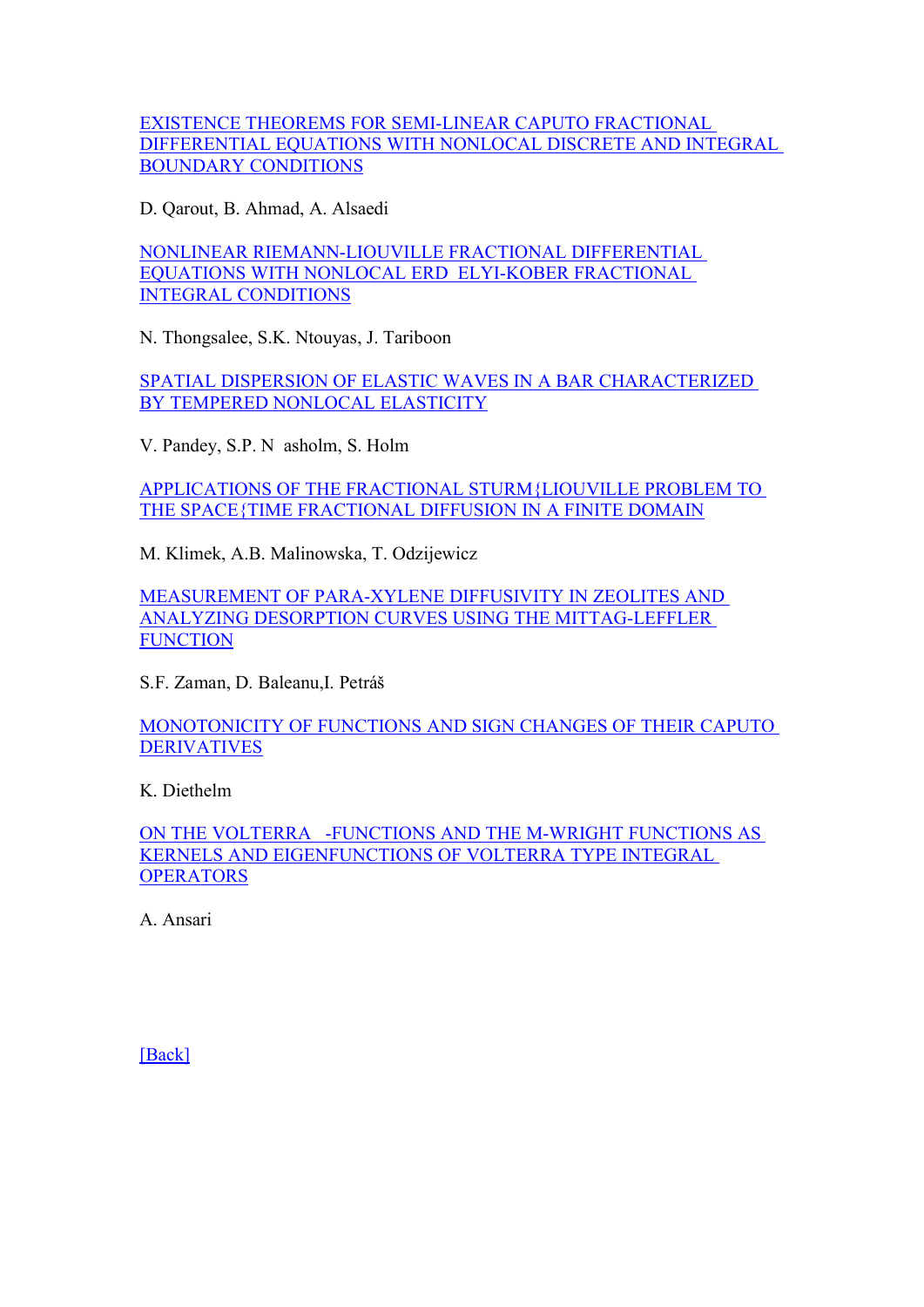[EXISTENCE THEOREMS FOR SEMI-LINEAR CAPUTO FRACTIONAL DIFFERENTIAL EQUATIONS WITH NONLOCAL DISCRETE AND INTEGRAL BOUNDARY CONDITIONS]

D. Qarout, B. Ahmad, A. Alsaedi

[NONLINEAR RIEMANN-LIOUVILLE FRACTIONAL DIFFERENTIAL EQUATIONS WITH NONLOCAL ERD ELYI-KOBER FRACTIONAL INTEGRAL CONDITIONS]

N. Thongsalee, S.K. Ntouyas, J. Tariboon

[SPATIAL DISPERSION OF ELASTIC WAVES IN A BAR CHARACTERIZED BY TEMPERED NONLOCAL ELASTICITY]

V. Pandey, S.P. N asholm, S. Holm

[APPLICATIONS OF THE FRACTIONAL STURM{LIOUVILLE PROBLEM TO THE SPACE{TIME FRACTIONAL DIFFUSION IN A FINITE DOMAIN]

M. Klimek, A.B. Malinowska, T. Odzijewicz

[MEASUREMENT OF PARA-XYLENE DIFFUSIVITY IN ZEOLITES AND ANALYZING DESORPTION CURVES USING THE MITTAG-LEFFLER FUNCTION]

S.F. Zaman, D. Baleanu,I. Petráš

[MONOTONICITY OF FUNCTIONS AND SIGN CHANGES OF THEIR CAPUTO DERIVATIVES]

K. Diethelm

[ON THE VOLTERRA -FUNCTIONS AND THE M-WRIGHT FUNCTIONS AS KERNELS AND EIGENFUNCTIONS OF VOLTERRA TYPE INTEGRAL OPERATORS]

A. Ansari

[Back]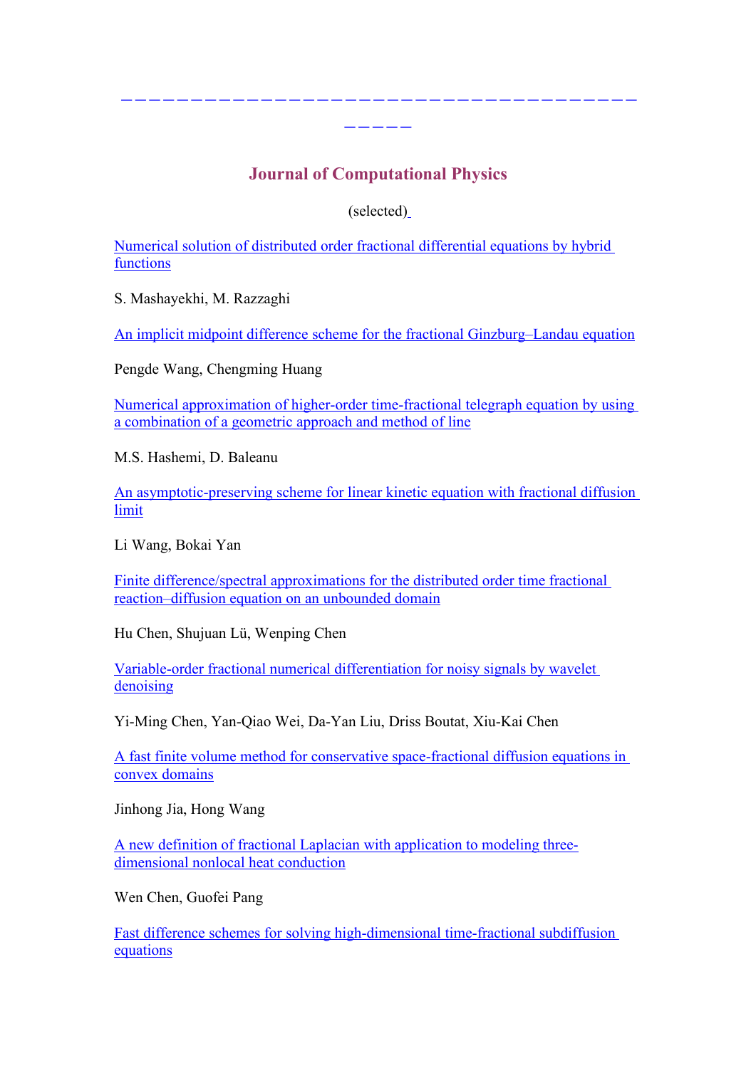---

## Journal of Computational Physics

(selected)

Numerical solution of distributed order fractional differential equations by hybrid functions

S. Mashayekhi, M. Razzaghi

An implicit midpoint difference scheme for the fractional Ginzburg–Landau equation

Pengde Wang, Chengming Huang

Numerical approximation of higher-order time-fractional telegraph equation by using a combination of a geometric approach and method of line

M.S. Hashemi, D. Baleanu

An asymptotic-preserving scheme for linear kinetic equation with fractional diffusion limit

Li Wang, Bokai Yan

Finite difference/spectral approximations for the distributed order time fractional reaction–diffusion equation on an unbounded domain

Hu Chen, Shujuan Lü, Wenping Chen

Variable-order fractional numerical differentiation for noisy signals by wavelet denoising

Yi-Ming Chen, Yan-Qiao Wei, Da-Yan Liu, Driss Boutat, Xiu-Kai Chen

A fast finite volume method for conservative space-fractional diffusion equations in convex domains

Jinhong Jia, Hong Wang

A new definition of fractional Laplacian with application to modeling three-dimensional nonlocal heat conduction

Wen Chen, Guofei Pang

Fast difference schemes for solving high-dimensional time-fractional subdiffusion equations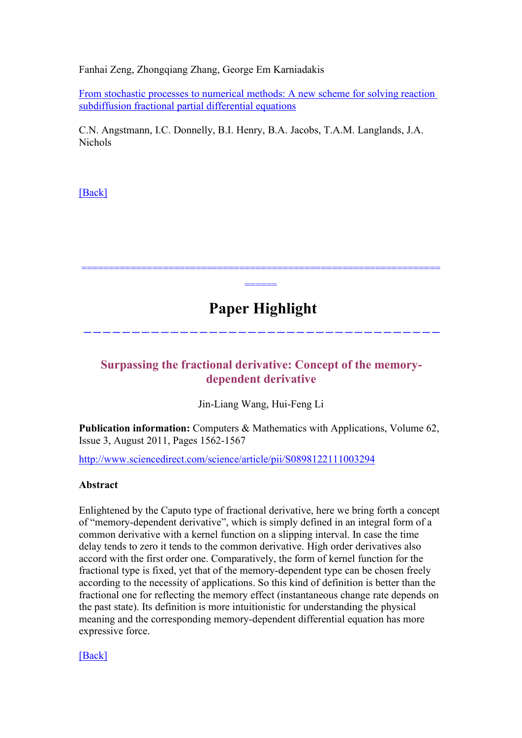Fanhai Zeng, Zhongqiang Zhang, George Em Karniadakis

[From stochastic processes to numerical methods: A new scheme for solving reaction subdiffusion fractional partial differential equations]

C.N. Angstmann, I.C. Donnelly, B.I. Henry, B.A. Jacobs, T.A.M. Langlands, J.A. Nichols

[Back]

======================================================================

# Paper Highlight

---

### Surpassing the fractional derivative: Concept of the memory-dependent derivative

Jin-Liang Wang, Hui-Feng Li

**Publication information:** Computers & Mathematics with Applications, Volume 62, Issue 3, August 2011, Pages 1562-1567

http://www.sciencedirect.com/science/article/pii/S0898122111003294

**Abstract**

Enlightened by the Caputo type of fractional derivative, here we bring forth a concept of "memory-dependent derivative", which is simply defined in an integral form of a common derivative with a kernel function on a slipping interval. In case the time delay tends to zero it tends to the common derivative. High order derivatives also accord with the first order one. Comparatively, the form of kernel function for the fractional type is fixed, yet that of the memory-dependent type can be chosen freely according to the necessity of applications. So this kind of definition is better than the fractional one for reflecting the memory effect (instantaneous change rate depends on the past state). Its definition is more intuitionistic for understanding the physical meaning and the corresponding memory-dependent differential equation has more expressive force.

[Back]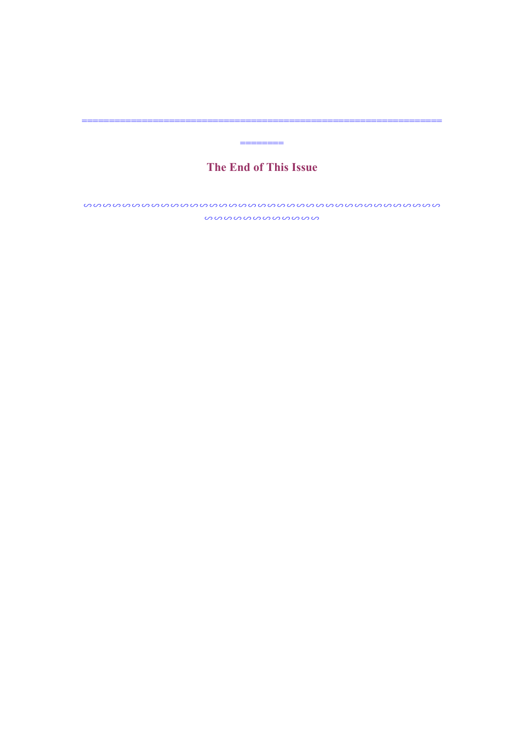================================================================

========

**The End of This Issue**

∽∽∽∽∽∽∽∽∽∽∽∽∽∽∽∽∽∽∽∽∽∽∽∽∽∽∽∽∽∽∽∽∽∽∽∽∽∽∽∽∽∽∽∽∽∽∽∽∽∽∽∽